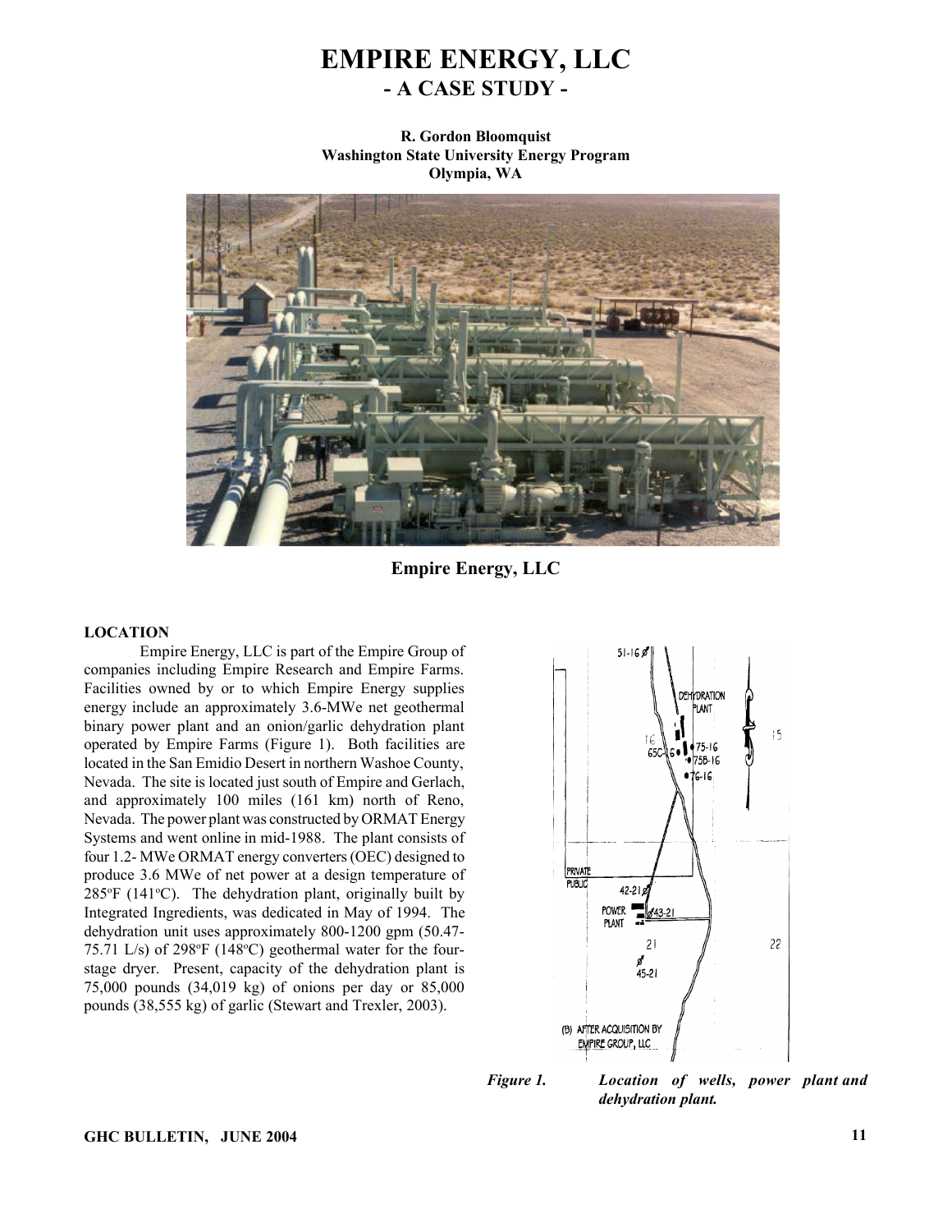# EMPIRE ENERGY, LLC
## - A CASE STUDY -

**R. Gordon Bloomquist**
**Washington State University Energy Program**
**Olympia, WA**

**Empire Energy, LLC**

### LOCATION

Empire Energy, LLC is part of the Empire Group of companies including Empire Research and Empire Farms. Facilities owned by or to which Empire Energy supplies energy include an approximately 3.6-MWe net geothermal binary power plant and an onion/garlic dehydration plant operated by Empire Farms (Figure 1). Both facilities are located in the San Emidio Desert in northern Washoe County, Nevada. The site is located just south of Empire and Gerlach, and approximately 100 miles (161 km) north of Reno, Nevada. The power plant was constructed by ORMAT Energy Systems and went online in mid-1988. The plant consists of four 1.2- MWe ORMAT energy converters (OEC) designed to produce 3.6 MWe of net power at a design temperature of 285°F (141°C). The dehydration plant, originally built by Integrated Ingredients, was dedicated in May of 1994. The dehydration unit uses approximately 800-1200 gpm (50.47-75.71 L/s) of 298°F (148°C) geothermal water for the four-stage dryer. Present, capacity of the dehydration plant is 75,000 pounds (34,019 kg) of onions per day or 85,000 pounds (38,555 kg) of garlic (Stewart and Trexler, 2003).

***Figure 1.*** ***Location of wells, power plant and dehydration plant.***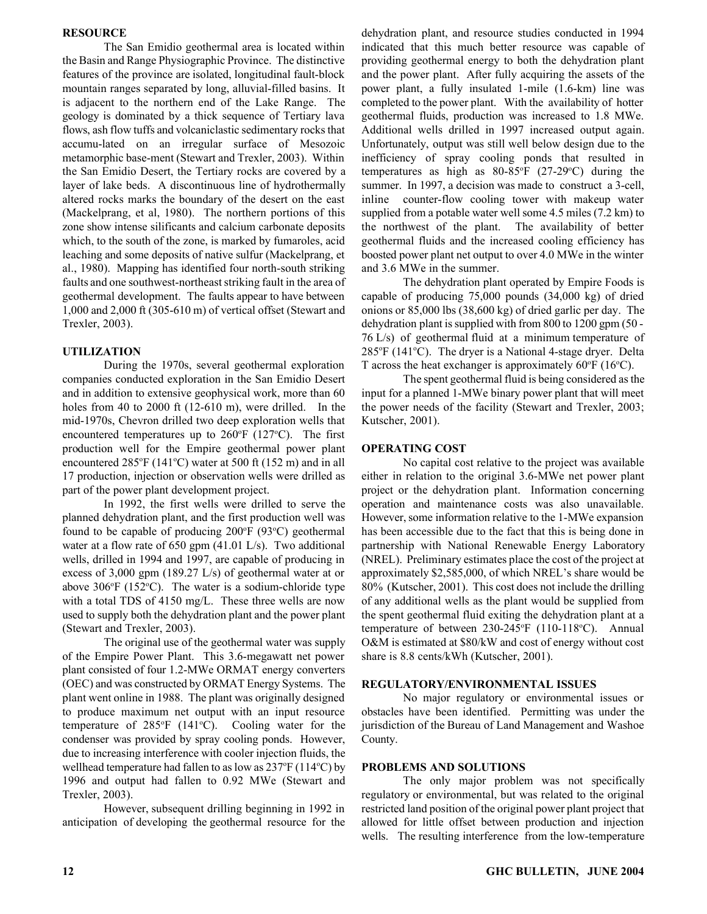## RESOURCE

The San Emidio geothermal area is located within the Basin and Range Physiographic Province. The distinctive features of the province are isolated, longitudinal fault-block mountain ranges separated by long, alluvial-filled basins. It is adjacent to the northern end of the Lake Range. The geology is dominated by a thick sequence of Tertiary lava flows, ash flow tuffs and volcaniclastic sedimentary rocks that accumu-lated on an irregular surface of Mesozoic metamorphic base-ment (Stewart and Trexler, 2003). Within the San Emidio Desert, the Tertiary rocks are covered by a layer of lake beds. A discontinuous line of hydrothermally altered rocks marks the boundary of the desert on the east (Mackelprang, et al, 1980). The northern portions of this zone show intense silificants and calcium carbonate deposits which, to the south of the zone, is marked by fumaroles, acid leaching and some deposits of native sulfur (Mackelprang, et al., 1980). Mapping has identified four north-south striking faults and one southwest-northeast striking fault in the area of geothermal development. The faults appear to have between 1,000 and 2,000 ft (305-610 m) of vertical offset (Stewart and Trexler, 2003).

## UTILIZATION

During the 1970s, several geothermal exploration companies conducted exploration in the San Emidio Desert and in addition to extensive geophysical work, more than 60 holes from 40 to 2000 ft (12-610 m), were drilled. In the mid-1970s, Chevron drilled two deep exploration wells that encountered temperatures up to 260°F (127°C). The first production well for the Empire geothermal power plant encountered 285°F (141°C) water at 500 ft (152 m) and in all 17 production, injection or observation wells were drilled as part of the power plant development project.

In 1992, the first wells were drilled to serve the planned dehydration plant, and the first production well was found to be capable of producing 200°F (93°C) geothermal water at a flow rate of 650 gpm (41.01 L/s). Two additional wells, drilled in 1994 and 1997, are capable of producing in excess of 3,000 gpm (189.27 L/s) of geothermal water at or above 306°F (152°C). The water is a sodium-chloride type with a total TDS of 4150 mg/L. These three wells are now used to supply both the dehydration plant and the power plant (Stewart and Trexler, 2003).

The original use of the geothermal water was supply of the Empire Power Plant. This 3.6-megawatt net power plant consisted of four 1.2-MWe ORMAT energy converters (OEC) and was constructed by ORMAT Energy Systems. The plant went online in 1988. The plant was originally designed to produce maximum net output with an input resource temperature of 285°F (141°C). Cooling water for the condenser was provided by spray cooling ponds. However, due to increasing interference with cooler injection fluids, the wellhead temperature had fallen to as low as 237°F (114°C) by 1996 and output had fallen to 0.92 MWe (Stewart and Trexler, 2003).

However, subsequent drilling beginning in 1992 in anticipation of developing the geothermal resource for the dehydration plant, and resource studies conducted in 1994 indicated that this much better resource was capable of providing geothermal energy to both the dehydration plant and the power plant. After fully acquiring the assets of the power plant, a fully insulated 1-mile (1.6-km) line was completed to the power plant. With the availability of hotter geothermal fluids, production was increased to 1.8 MWe. Additional wells drilled in 1997 increased output again. Unfortunately, output was still well below design due to the inefficiency of spray cooling ponds that resulted in temperatures as high as 80-85°F (27-29°C) during the summer. In 1997, a decision was made to construct a 3-cell, inline counter-flow cooling tower with makeup water supplied from a potable water well some 4.5 miles (7.2 km) to the northwest of the plant. The availability of better geothermal fluids and the increased cooling efficiency has boosted power plant net output to over 4.0 MWe in the winter and 3.6 MWe in the summer.

The dehydration plant operated by Empire Foods is capable of producing 75,000 pounds (34,000 kg) of dried onions or 85,000 lbs (38,600 kg) of dried garlic per day. The dehydration plant is supplied with from 800 to 1200 gpm (50 - 76 L/s) of geothermal fluid at a minimum temperature of 285°F (141°C). The dryer is a National 4-stage dryer. Delta T across the heat exchanger is approximately 60°F (16°C).

The spent geothermal fluid is being considered as the input for a planned 1-MWe binary power plant that will meet the power needs of the facility (Stewart and Trexler, 2003; Kutscher, 2001).

## OPERATING COST

No capital cost relative to the project was available either in relation to the original 3.6-MWe net power plant project or the dehydration plant. Information concerning operation and maintenance costs was also unavailable. However, some information relative to the 1-MWe expansion has been accessible due to the fact that this is being done in partnership with National Renewable Energy Laboratory (NREL). Preliminary estimates place the cost of the project at approximately $2,585,000, of which NREL's share would be 80% (Kutscher, 2001). This cost does not include the drilling of any additional wells as the plant would be supplied from the spent geothermal fluid exiting the dehydration plant at a temperature of between 230-245°F (110-118°C). Annual O&M is estimated at $80/kW and cost of energy without cost share is 8.8 cents/kWh (Kutscher, 2001).

## REGULATORY/ENVIRONMENTAL ISSUES

No major regulatory or environmental issues or obstacles have been identified. Permitting was under the jurisdiction of the Bureau of Land Management and Washoe County.

## PROBLEMS AND SOLUTIONS

The only major problem was not specifically regulatory or environmental, but was related to the original restricted land position of the original power plant project that allowed for little offset between production and injection wells. The resulting interference from the low-temperature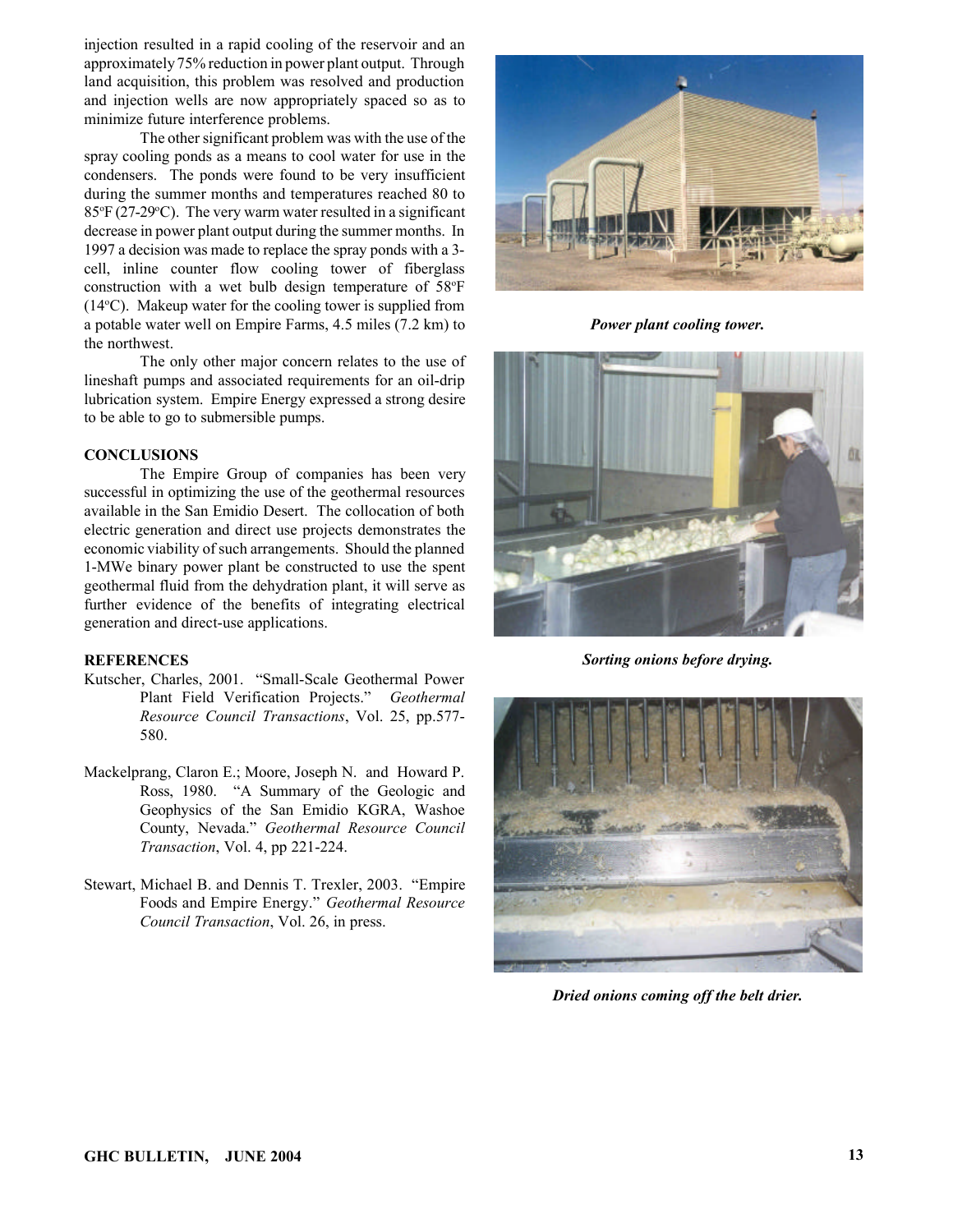injection resulted in a rapid cooling of the reservoir and an approximately 75% reduction in power plant output. Through land acquisition, this problem was resolved and production and injection wells are now appropriately spaced so as to minimize future interference problems.

The other significant problem was with the use of the spray cooling ponds as a means to cool water for use in the condensers. The ponds were found to be very insufficient during the summer months and temperatures reached 80 to 85°F (27-29°C). The very warm water resulted in a significant decrease in power plant output during the summer months. In 1997 a decision was made to replace the spray ponds with a 3-cell, inline counter flow cooling tower of fiberglass construction with a wet bulb design temperature of 58°F (14°C). Makeup water for the cooling tower is supplied from a potable water well on Empire Farms, 4.5 miles (7.2 km) to the northwest.

The only other major concern relates to the use of lineshaft pumps and associated requirements for an oil-drip lubrication system. Empire Energy expressed a strong desire to be able to go to submersible pumps.

## CONCLUSIONS

The Empire Group of companies has been very successful in optimizing the use of the geothermal resources available in the San Emidio Desert. The collocation of both electric generation and direct use projects demonstrates the economic viability of such arrangements. Should the planned 1-MWe binary power plant be constructed to use the spent geothermal fluid from the dehydration plant, it will serve as further evidence of the benefits of integrating electrical generation and direct-use applications.

## REFERENCES

Kutscher, Charles, 2001. "Small-Scale Geothermal Power Plant Field Verification Projects." *Geothermal Resource Council Transactions*, Vol. 25, pp.577-580.

Mackelprang, Claron E.; Moore, Joseph N. and Howard P. Ross, 1980. "A Summary of the Geologic and Geophysics of the San Emidio KGRA, Washoe County, Nevada." *Geothermal Resource Council Transaction*, Vol. 4, pp 221-224.

Stewart, Michael B. and Dennis T. Trexler, 2003. "Empire Foods and Empire Energy." *Geothermal Resource Council Transaction*, Vol. 26, in press.

***Power plant cooling tower.***

***Sorting onions before drying.***

***Dried onions coming off the belt drier.***